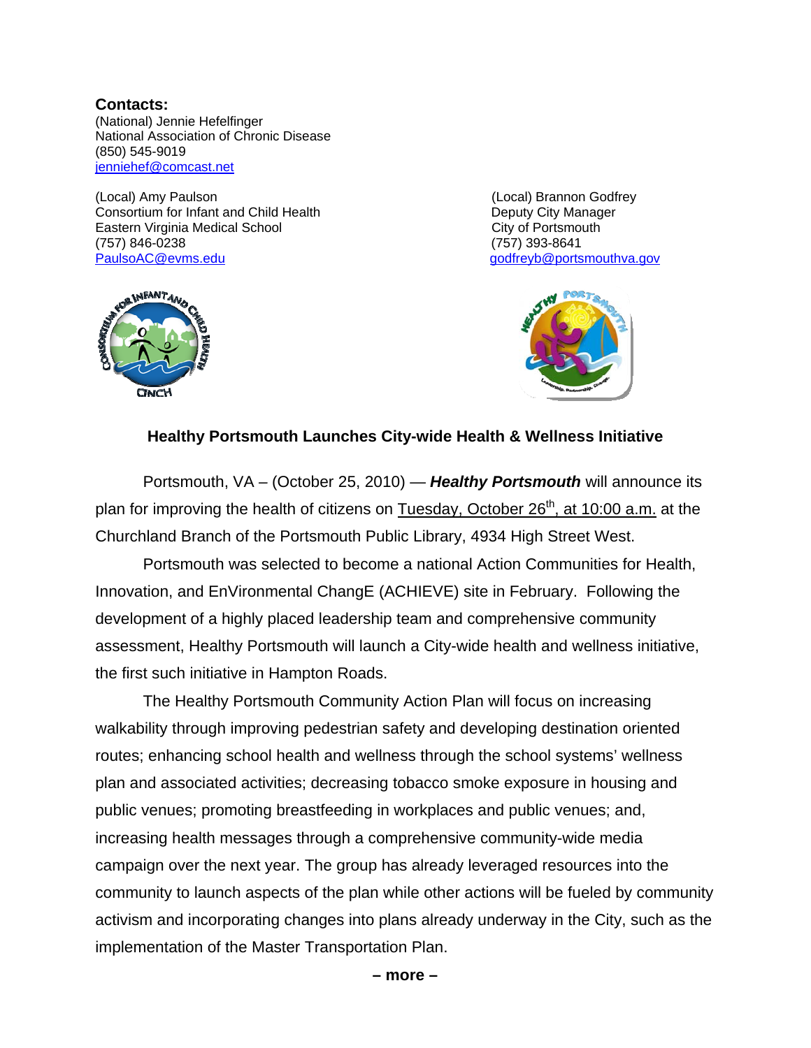**Contacts:**

(National) Jennie Hefelfinger
National Association of Chronic Disease
(850) 545-9019
jenniehef@comcast.net

(Local) Amy Paulson
Consortium for Infant and Child Health
Eastern Virginia Medical School
(757) 846-0238
PaulsoAC@evms.edu

(Local) Brannon Godfrey
Deputy City Manager
City of Portsmouth
(757) 393-8641
godfreyb@portsmouthva.gov

## Healthy Portsmouth Launches City-wide Health & Wellness Initiative

Portsmouth, VA – (October 25, 2010) — ***Healthy Portsmouth*** will announce its plan for improving the health of citizens on Tuesday, October 26th, at 10:00 a.m. at the Churchland Branch of the Portsmouth Public Library, 4934 High Street West.

Portsmouth was selected to become a national Action Communities for Health, Innovation, and EnVironmental ChangE (ACHIEVE) site in February. Following the development of a highly placed leadership team and comprehensive community assessment, Healthy Portsmouth will launch a City-wide health and wellness initiative, the first such initiative in Hampton Roads.

The Healthy Portsmouth Community Action Plan will focus on increasing walkability through improving pedestrian safety and developing destination oriented routes; enhancing school health and wellness through the school systems' wellness plan and associated activities; decreasing tobacco smoke exposure in housing and public venues; promoting breastfeeding in workplaces and public venues; and, increasing health messages through a comprehensive community-wide media campaign over the next year. The group has already leveraged resources into the community to launch aspects of the plan while other actions will be fueled by community activism and incorporating changes into plans already underway in the City, such as the implementation of the Master Transportation Plan.

**– more –**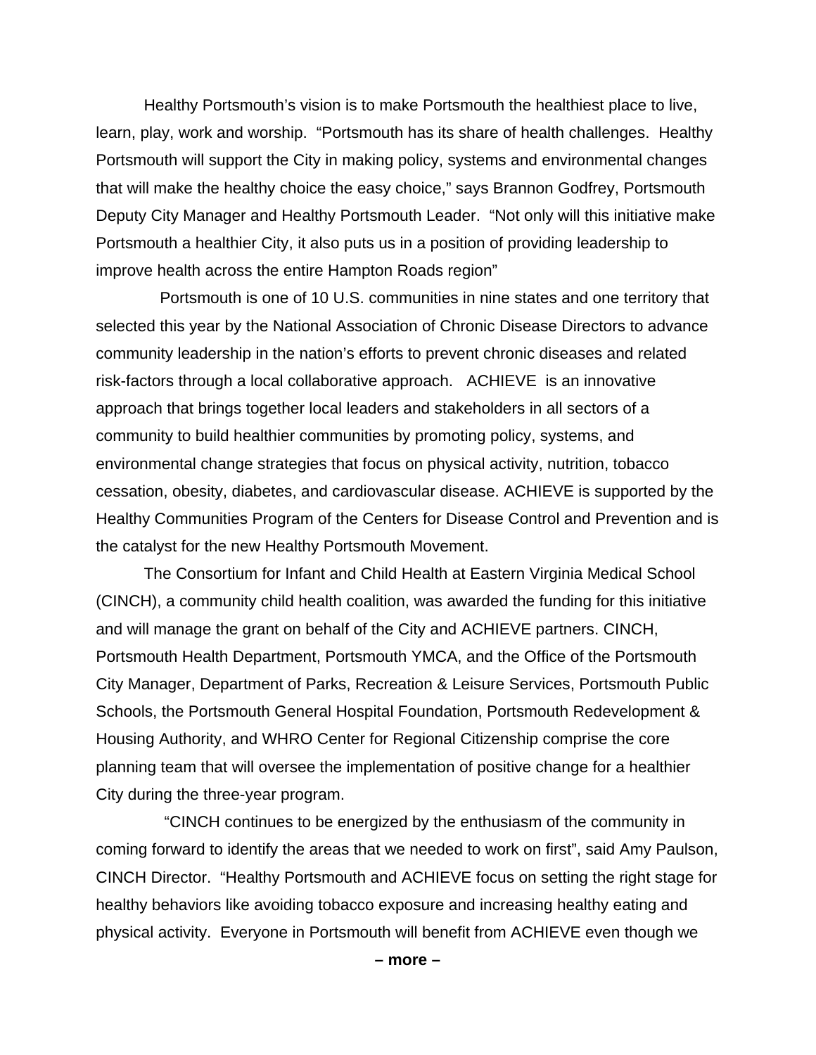Healthy Portsmouth's vision is to make Portsmouth the healthiest place to live, learn, play, work and worship. "Portsmouth has its share of health challenges. Healthy Portsmouth will support the City in making policy, systems and environmental changes that will make the healthy choice the easy choice," says Brannon Godfrey, Portsmouth Deputy City Manager and Healthy Portsmouth Leader. "Not only will this initiative make Portsmouth a healthier City, it also puts us in a position of providing leadership to improve health across the entire Hampton Roads region"

Portsmouth is one of 10 U.S. communities in nine states and one territory that selected this year by the National Association of Chronic Disease Directors to advance community leadership in the nation's efforts to prevent chronic diseases and related risk-factors through a local collaborative approach. ACHIEVE is an innovative approach that brings together local leaders and stakeholders in all sectors of a community to build healthier communities by promoting policy, systems, and environmental change strategies that focus on physical activity, nutrition, tobacco cessation, obesity, diabetes, and cardiovascular disease. ACHIEVE is supported by the Healthy Communities Program of the Centers for Disease Control and Prevention and is the catalyst for the new Healthy Portsmouth Movement.

The Consortium for Infant and Child Health at Eastern Virginia Medical School (CINCH), a community child health coalition, was awarded the funding for this initiative and will manage the grant on behalf of the City and ACHIEVE partners. CINCH, Portsmouth Health Department, Portsmouth YMCA, and the Office of the Portsmouth City Manager, Department of Parks, Recreation & Leisure Services, Portsmouth Public Schools, the Portsmouth General Hospital Foundation, Portsmouth Redevelopment & Housing Authority, and WHRO Center for Regional Citizenship comprise the core planning team that will oversee the implementation of positive change for a healthier City during the three-year program.

"CINCH continues to be energized by the enthusiasm of the community in coming forward to identify the areas that we needed to work on first", said Amy Paulson, CINCH Director. "Healthy Portsmouth and ACHIEVE focus on setting the right stage for healthy behaviors like avoiding tobacco exposure and increasing healthy eating and physical activity. Everyone in Portsmouth will benefit from ACHIEVE even though we

**– more –**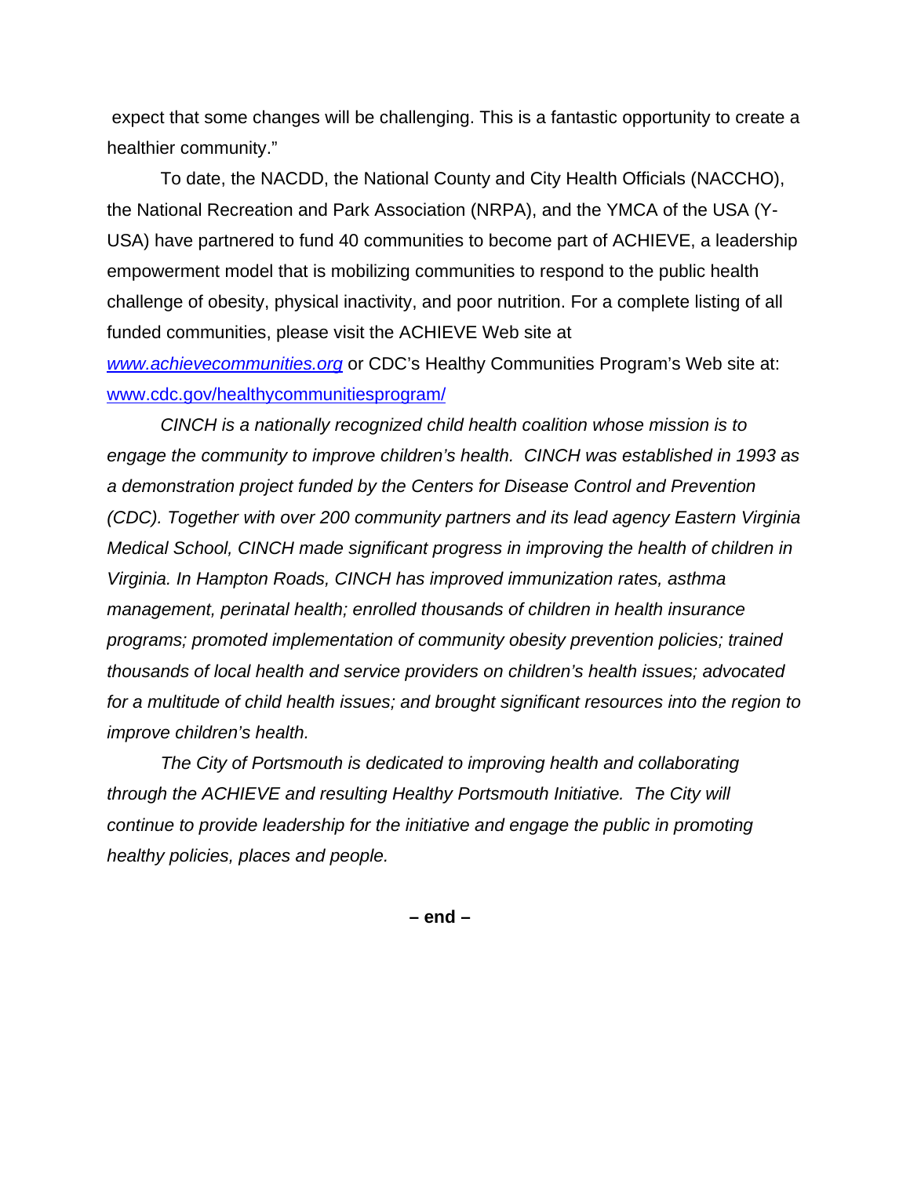expect that some changes will be challenging. This is a fantastic opportunity to create a healthier community."

To date, the NACDD, the National County and City Health Officials (NACCHO), the National Recreation and Park Association (NRPA), and the YMCA of the USA (Y-USA) have partnered to fund 40 communities to become part of ACHIEVE, a leadership empowerment model that is mobilizing communities to respond to the public health challenge of obesity, physical inactivity, and poor nutrition. For a complete listing of all funded communities, please visit the ACHIEVE Web site at *www.achievecommunities.org* or CDC's Healthy Communities Program's Web site at: www.cdc.gov/healthycommunitiesprogram/

*CINCH is a nationally recognized child health coalition whose mission is to engage the community to improve children's health. CINCH was established in 1993 as a demonstration project funded by the Centers for Disease Control and Prevention (CDC). Together with over 200 community partners and its lead agency Eastern Virginia Medical School, CINCH made significant progress in improving the health of children in Virginia. In Hampton Roads, CINCH has improved immunization rates, asthma management, perinatal health; enrolled thousands of children in health insurance programs; promoted implementation of community obesity prevention policies; trained thousands of local health and service providers on children's health issues; advocated for a multitude of child health issues; and brought significant resources into the region to improve children's health.*

*The City of Portsmouth is dedicated to improving health and collaborating through the ACHIEVE and resulting Healthy Portsmouth Initiative. The City will continue to provide leadership for the initiative and engage the public in promoting healthy policies, places and people.*

**– end –**